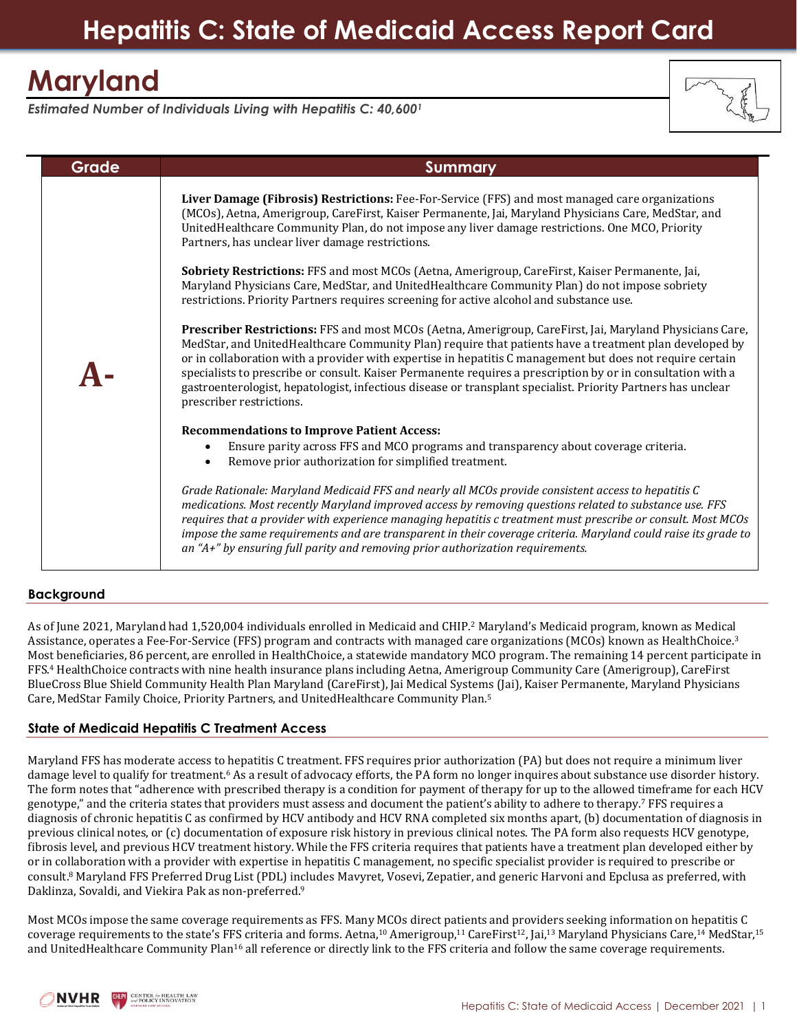# Hepatitis C: State of Medicaid Access Report Card

# Maryland

*Estimated Number of Individuals Living with Hepatitis C: 40,600[1]*

| Grade | Summary |
|---|---|
| **A-** | **Liver Damage (Fibrosis) Restrictions:** Fee-For-Service (FFS) and most managed care organizations (MCOs), Aetna, Amerigroup, CareFirst, Kaiser Permanente, Jai, Maryland Physicians Care, MedStar, and UnitedHealthcare Community Plan, do not impose any liver damage restrictions. One MCO, Priority Partners, has unclear liver damage restrictions.<br><br>**Sobriety Restrictions:** FFS and most MCOs (Aetna, Amerigroup, CareFirst, Kaiser Permanente, Jai, Maryland Physicians Care, MedStar, and UnitedHealthcare Community Plan) do not impose sobriety restrictions. Priority Partners requires screening for active alcohol and substance use.<br><br>**Prescriber Restrictions:** FFS and most MCOs (Aetna, Amerigroup, CareFirst, Jai, Maryland Physicians Care, MedStar, and UnitedHealthcare Community Plan) require that patients have a treatment plan developed by or in collaboration with a provider with expertise in hepatitis C management but does not require certain specialists to prescribe or consult. Kaiser Permanente requires a prescription by or in consultation with a gastroenterologist, hepatologist, infectious disease or transplant specialist. Priority Partners has unclear prescriber restrictions.<br><br>**Recommendations to Improve Patient Access:**<br>• Ensure parity across FFS and MCO programs and transparency about coverage criteria.<br>• Remove prior authorization for simplified treatment.<br><br>*Grade Rationale: Maryland Medicaid FFS and nearly all MCOs provide consistent access to hepatitis C medications. Most recently Maryland improved access by removing questions related to substance use. FFS requires that a provider with experience managing hepatitis c treatment must prescribe or consult. Most MCOs impose the same requirements and are transparent in their coverage criteria. Maryland could raise its grade to an "A+" by ensuring full parity and removing prior authorization requirements.* |

## Background

As of June 2021, Maryland had 1,520,004 individuals enrolled in Medicaid and CHIP.[2] Maryland's Medicaid program, known as Medical Assistance, operates a Fee-For-Service (FFS) program and contracts with managed care organizations (MCOs) known as HealthChoice.[3] Most beneficiaries, 86 percent, are enrolled in HealthChoice, a statewide mandatory MCO program. The remaining 14 percent participate in FFS.[4] HealthChoice contracts with nine health insurance plans including Aetna, Amerigroup Community Care (Amerigroup), CareFirst BlueCross Blue Shield Community Health Plan Maryland (CareFirst), Jai Medical Systems (Jai), Kaiser Permanente, Maryland Physicians Care, MedStar Family Choice, Priority Partners, and UnitedHealthcare Community Plan.[5]

## State of Medicaid Hepatitis C Treatment Access

Maryland FFS has moderate access to hepatitis C treatment. FFS requires prior authorization (PA) but does not require a minimum liver damage level to qualify for treatment.[6] As a result of advocacy efforts, the PA form no longer inquires about substance use disorder history. The form notes that "adherence with prescribed therapy is a condition for payment of therapy for up to the allowed timeframe for each HCV genotype," and the criteria states that providers must assess and document the patient's ability to adhere to therapy.[7] FFS requires a diagnosis of chronic hepatitis C as confirmed by HCV antibody and HCV RNA completed six months apart, (b) documentation of diagnosis in previous clinical notes, or (c) documentation of exposure risk history in previous clinical notes. The PA form also requests HCV genotype, fibrosis level, and previous HCV treatment history. While the FFS criteria requires that patients have a treatment plan developed either by or in collaboration with a provider with expertise in hepatitis C management, no specific specialist provider is required to prescribe or consult.[8] Maryland FFS Preferred Drug List (PDL) includes Mavyret, Vosevi, Zepatier, and generic Harvoni and Epclusa as preferred, with Daklinza, Sovaldi, and Viekira Pak as non-preferred.[9]

Most MCOs impose the same coverage requirements as FFS. Many MCOs direct patients and providers seeking information on hepatitis C coverage requirements to the state's FFS criteria and forms. Aetna,[10] Amerigroup,[11] CareFirst[12], Jai,[13] Maryland Physicians Care,[14] MedStar,[15] and UnitedHealthcare Community Plan[16] all reference or directly link to the FFS criteria and follow the same coverage requirements.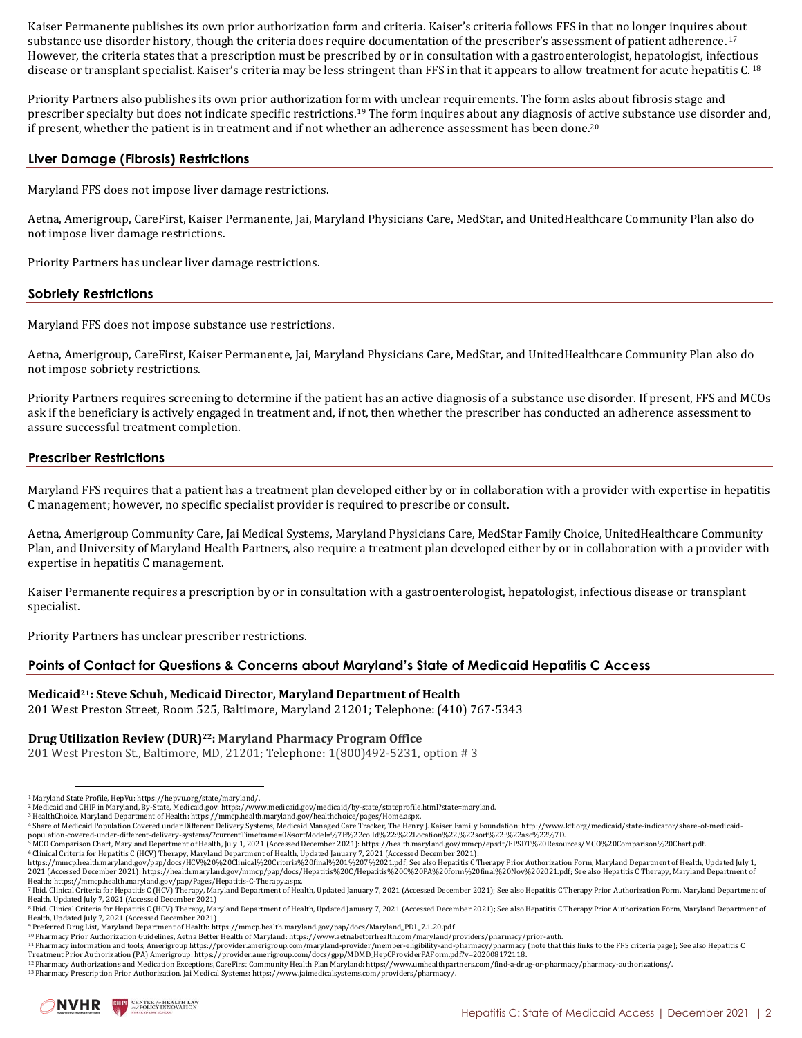Kaiser Permanente publishes its own prior authorization form and criteria. Kaiser's criteria follows FFS in that no longer inquires about substance use disorder history, though the criteria does require documentation of the prescriber's assessment of patient adherence.[17] However, the criteria states that a prescription must be prescribed by or in consultation with a gastroenterologist, hepatologist, infectious disease or transplant specialist. Kaiser's criteria may be less stringent than FFS in that it appears to allow treatment for acute hepatitis C.[18]

Priority Partners also publishes its own prior authorization form with unclear requirements. The form asks about fibrosis stage and prescriber specialty but does not indicate specific restrictions.[19] The form inquires about any diagnosis of active substance use disorder and, if present, whether the patient is in treatment and if not whether an adherence assessment has been done.[20]

## Liver Damage (Fibrosis) Restrictions

Maryland FFS does not impose liver damage restrictions.

Aetna, Amerigroup, CareFirst, Kaiser Permanente, Jai, Maryland Physicians Care, MedStar, and UnitedHealthcare Community Plan also do not impose liver damage restrictions.

Priority Partners has unclear liver damage restrictions.

## Sobriety Restrictions

Maryland FFS does not impose substance use restrictions.

Aetna, Amerigroup, CareFirst, Kaiser Permanente, Jai, Maryland Physicians Care, MedStar, and UnitedHealthcare Community Plan also do not impose sobriety restrictions.

Priority Partners requires screening to determine if the patient has an active diagnosis of a substance use disorder. If present, FFS and MCOs ask if the beneficiary is actively engaged in treatment and, if not, then whether the prescriber has conducted an adherence assessment to assure successful treatment completion.

## Prescriber Restrictions

Maryland FFS requires that a patient has a treatment plan developed either by or in collaboration with a provider with expertise in hepatitis C management; however, no specific specialist provider is required to prescribe or consult.

Aetna, Amerigroup Community Care, Jai Medical Systems, Maryland Physicians Care, MedStar Family Choice, UnitedHealthcare Community Plan, and University of Maryland Health Partners, also require a treatment plan developed either by or in collaboration with a provider with expertise in hepatitis C management.

Kaiser Permanente requires a prescription by or in consultation with a gastroenterologist, hepatologist, infectious disease or transplant specialist.

Priority Partners has unclear prescriber restrictions.

## Points of Contact for Questions & Concerns about Maryland's State of Medicaid Hepatitis C Access

**Medicaid[21]: Steve Schuh, Medicaid Director, Maryland Department of Health**
201 West Preston Street, Room 525, Baltimore, Maryland 21201; Telephone: (410) 767-5343

**Drug Utilization Review (DUR)[22]: Maryland Pharmacy Program Office**
201 West Preston St., Baltimore, MD, 21201; Telephone: 1(800)492-5231, option # 3

---

[1] Maryland State Profile, HepVu: https://hepvu.org/state/maryland/.
[2] Medicaid and CHIP in Maryland, By-State, Medicaid.gov: https://www.medicaid.gov/medicaid/by-state/stateprofile.html?state=maryland.
[3] HealthChoice, Maryland Department of Health: https://mmcp.health.maryland.gov/healthchoice/pages/Home.aspx.
[4] Share of Medicaid Population Covered under Different Delivery Systems, Medicaid Managed Care Tracker, The Henry J. Kaiser Family Foundation: http://www.kff.org/medicaid/state-indicator/share-of-medicaid-population-covered-under-different-delivery-systems/?currentTimeframe=0&sortModel=%7B%22colId%22:%22Location%22,%22sort%22:%22asc%22%7D.
[5] MCO Comparison Chart, Maryland Department of Health, July 1, 2021 (Accessed December 2021): https://health.maryland.gov/mmcp/epsdt/EPSDT%20Resources/MCO%20Comparison%20Chart.pdf.
[6] Clinical Criteria for Hepatitis C (HCV) Therapy, Maryland Department of Health, Updated January 7, 2021 (Accessed December 2021): https://mmcp.health.maryland.gov/pap/docs/HCV%20%20Clinical%20Criteria%20final%201%207%2021.pdf; See also Hepatitis C Therapy Prior Authorization Form, Maryland Department of Health, Updated July 1, 2021 (Accessed December 2021): https://health.maryland.gov/mmcp/pap/docs/Hepatitis%20C/Hepatitis%20C%20PA%20form%20final%20Nov%202021.pdf; See also Hepatitis C Therapy, Maryland Department of Health: https://mmcp.health.maryland.gov/pap/Pages/Hepatitis-C-Therapy.aspx.
[7] Ibid. Clinical Criteria for Hepatitis C (HCV) Therapy, Maryland Department of Health, Updated January 7, 2021 (Accessed December 2021); See also Hepatitis C Therapy Prior Authorization Form, Maryland Department of Health, Updated July 7, 2021 (Accessed December 2021)
[8] Ibid. Clinical Criteria for Hepatitis C (HCV) Therapy, Maryland Department of Health, Updated January 7, 2021 (Accessed December 2021); See also Hepatitis C Therapy Prior Authorization Form, Maryland Department of Health, Updated July 7, 2021 (Accessed December 2021)
[9] Preferred Drug List, Maryland Department of Health: https://mmcp.health.maryland.gov/pap/docs/Maryland_PDL_7.1.20.pdf
[10] Pharmacy Prior Authorization Guidelines, Aetna Better Health of Maryland: https://www.aetnabetterhealth.com/maryland/providers/pharmacy/prior-auth.
[11] Pharmacy information and tools, Amerigroup https://provider.amerigroup.com/maryland-provider/member-eligibility-and-pharmacy/pharmacy (note that this links to the FFS criteria page); See also Hepatitis C Treatment Prior Authorization (PA) Amerigroup: https://provider.amerigroup.com/docs/gpp/MDMD_HepCProviderPAForm.pdf?v=202008172118.
[12] Pharmacy Authorizations and Medication Exceptions, CareFirst Community Health Plan Maryland: https://www.umhealthpartners.com/find-a-drug-or-pharmacy/pharmacy-authorizations/.
[13] Pharmacy Prescription Prior Authorization, Jai Medical Systems: https://www.jaimedicalsystems.com/providers/pharmacy/.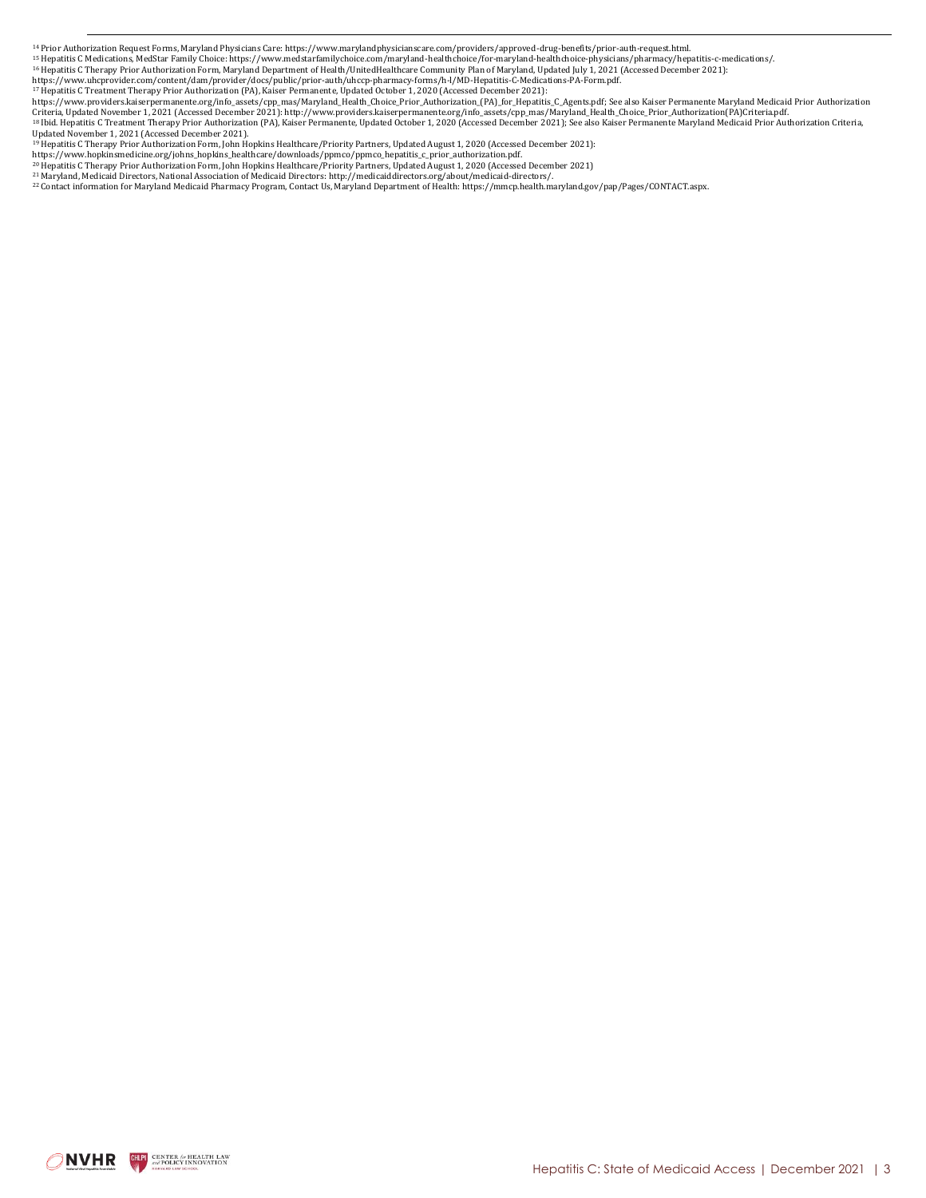[14] Prior Authorization Request Forms, Maryland Physicians Care: https://www.marylandphysicianscare.com/providers/approved-drug-benefits/prior-auth-request.html.

[15] Hepatitis C Medications, MedStar Family Choice: https://www.medstarfamilychoice.com/maryland-healthchoice/for-maryland-healthchoice-physicians/pharmacy/hepatitis-c-medications/.

[16] Hepatitis C Therapy Prior Authorization Form, Maryland Department of Health/UnitedHealthcare Community Plan of Maryland, Updated July 1, 2021 (Accessed December 2021): https://www.uhcprovider.com/content/dam/provider/docs/public/prior-auth/uhccp-pharmacy-forms/h-l/MD-Hepatitis-C-Medications-PA-Form.pdf.

[17] Hepatitis C Treatment Therapy Prior Authorization (PA), Kaiser Permanente, Updated October 1, 2020 (Accessed December 2021): https://www.providers.kaiserpermanente.org/info_assets/cpp_mas/Maryland_Health_Choice_Prior_Authorization_(PA)_for_Hepatitis_C_Agents.pdf; See also Kaiser Permanente Maryland Medicaid Prior Authorization Criteria, Updated November 1, 2021 (Accessed December 2021): http://www.providers.kaiserpermanente.org/info_assets/cpp_mas/Maryland_Health_Choice_Prior_Authorization(PA)Criteria.pdf.

[18] Ibid. Hepatitis C Treatment Therapy Prior Authorization (PA), Kaiser Permanente, Updated October 1, 2020 (Accessed December 2021); See also Kaiser Permanente Maryland Medicaid Prior Authorization Criteria, Updated November 1, 2021 (Accessed December 2021).

[19] Hepatitis C Therapy Prior Authorization Form, John Hopkins Healthcare/Priority Partners, Updated August 1, 2020 (Accessed December 2021): https://www.hopkinsmedicine.org/johns_hopkins_healthcare/downloads/ppmco/ppmco_hepatitis_c_prior_authorization.pdf.

[20] Hepatitis C Therapy Prior Authorization Form, John Hopkins Healthcare/Priority Partners, Updated August 1, 2020 (Accessed December 2021)

[21] Maryland, Medicaid Directors, National Association of Medicaid Directors: http://medicaiddirectors.org/about/medicaid-directors/.

[22] Contact information for Maryland Medicaid Pharmacy Program, Contact Us, Maryland Department of Health: https://mmcp.health.maryland.gov/pap/Pages/CONTACT.aspx.